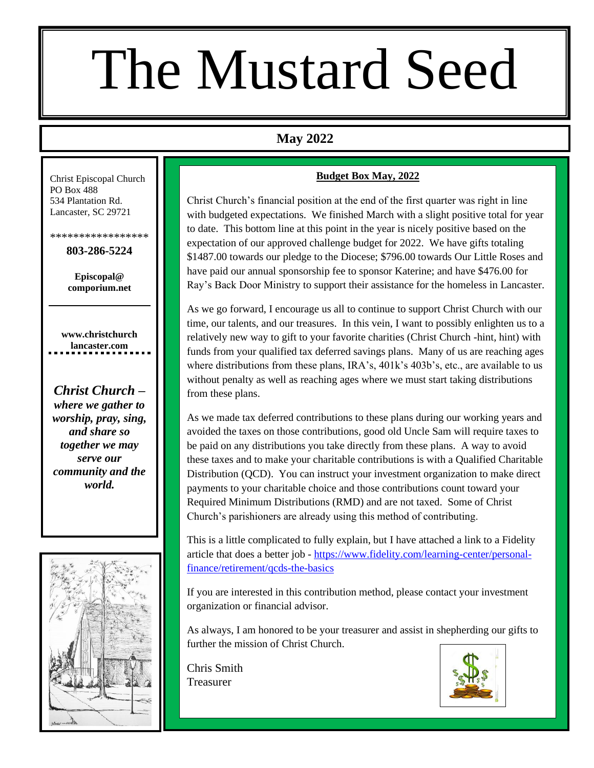# The Mustard Seed

## May 2022

Christ Episcopal Church
PO Box 488
534 Plantation Rd.
Lancaster, SC 29721

*****************

**803-286-5224**

**Episcopal@ comporium.net**

**www.christchurch lancaster.com**

***Christ Church – where we gather to worship, pray, sing, and share so together we may serve our community and the world.***

### Budget Box May, 2022

Christ Church's financial position at the end of the first quarter was right in line with budgeted expectations. We finished March with a slight positive total for year to date. This bottom line at this point in the year is nicely positive based on the expectation of our approved challenge budget for 2022. We have gifts totaling $1487.00 towards our pledge to the Diocese; $796.00 towards Our Little Roses and have paid our annual sponsorship fee to sponsor Katerine; and have $476.00 for Ray's Back Door Ministry to support their assistance for the homeless in Lancaster.

As we go forward, I encourage us all to continue to support Christ Church with our time, our talents, and our treasures. In this vein, I want to possibly enlighten us to a relatively new way to gift to your favorite charities (Christ Church -hint, hint) with funds from your qualified tax deferred savings plans. Many of us are reaching ages where distributions from these plans, IRA's, 401k's 403b's, etc., are available to us without penalty as well as reaching ages where we must start taking distributions from these plans.

As we made tax deferred contributions to these plans during our working years and avoided the taxes on those contributions, good old Uncle Sam will require taxes to be paid on any distributions you take directly from these plans. A way to avoid these taxes and to make your charitable contributions is with a Qualified Charitable Distribution (QCD). You can instruct your investment organization to make direct payments to your charitable choice and those contributions count toward your Required Minimum Distributions (RMD) and are not taxed. Some of Christ Church's parishioners are already using this method of contributing.

This is a little complicated to fully explain, but I have attached a link to a Fidelity article that does a better job - https://www.fidelity.com/learning-center/personal-finance/retirement/qcds-the-basics

If you are interested in this contribution method, please contact your investment organization or financial advisor.

As always, I am honored to be your treasurer and assist in shepherding our gifts to further the mission of Christ Church.

Chris Smith
Treasurer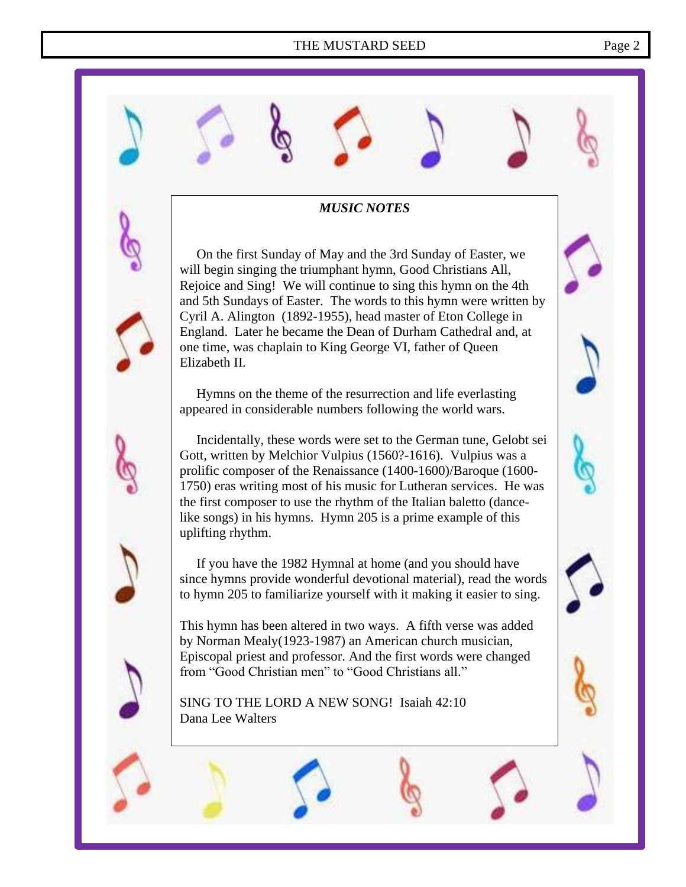### *MUSIC NOTES*

On the first Sunday of May and the 3rd Sunday of Easter, we will begin singing the triumphant hymn, Good Christians All, Rejoice and Sing! We will continue to sing this hymn on the 4th and 5th Sundays of Easter. The words to this hymn were written by Cyril A. Alington (1892-1955), head master of Eton College in England. Later he became the Dean of Durham Cathedral and, at one time, was chaplain to King George VI, father of Queen Elizabeth II.

Hymns on the theme of the resurrection and life everlasting appeared in considerable numbers following the world wars.

Incidentally, these words were set to the German tune, Gelobt sei Gott, written by Melchior Vulpius (1560?-1616). Vulpius was a prolific composer of the Renaissance (1400-1600)/Baroque (1600-1750) eras writing most of his music for Lutheran services. He was the first composer to use the rhythm of the Italian baletto (dance-like songs) in his hymns. Hymn 205 is a prime example of this uplifting rhythm.

If you have the 1982 Hymnal at home (and you should have since hymns provide wonderful devotional material), read the words to hymn 205 to familiarize yourself with it making it easier to sing.

This hymn has been altered in two ways. A fifth verse was added by Norman Mealy(1923-1987) an American church musician, Episcopal priest and professor. And the first words were changed from "Good Christian men" to "Good Christians all."

SING TO THE LORD A NEW SONG! Isaiah 42:10
Dana Lee Walters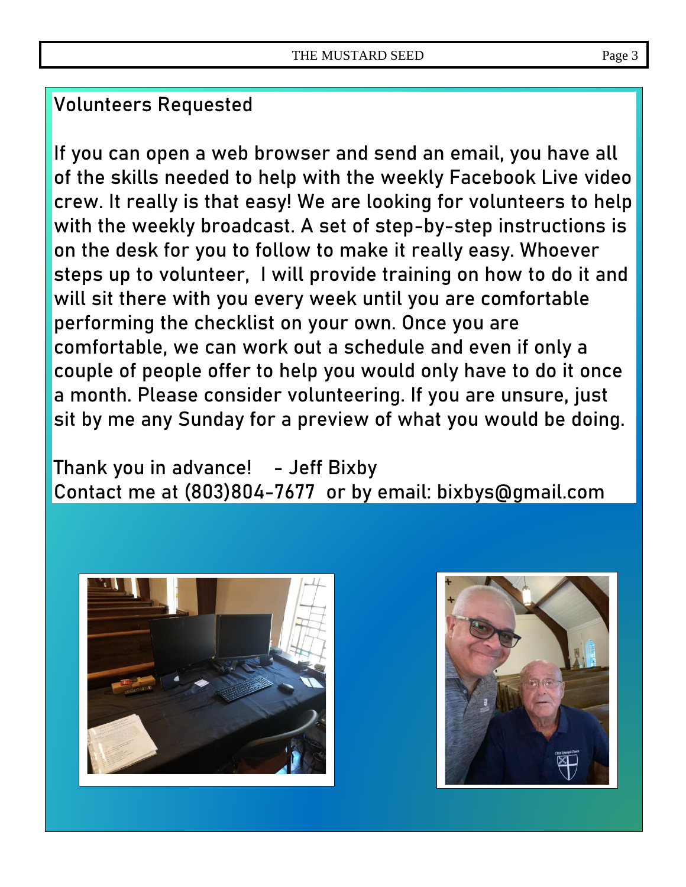## Volunteers Requested

If you can open a web browser and send an email, you have all of the skills needed to help with the weekly Facebook Live video crew. It really is that easy! We are looking for volunteers to help with the weekly broadcast. A set of step-by-step instructions is on the desk for you to follow to make it really easy. Whoever steps up to volunteer, I will provide training on how to do it and will sit there with you every week until you are comfortable performing the checklist on your own. Once you are comfortable, we can work out a schedule and even if only a couple of people offer to help you would only have to do it once a month. Please consider volunteering. If you are unsure, just sit by me any Sunday for a preview of what you would be doing.

Thank you in advance! - Jeff Bixby
Contact me at (803)804-7677 or by email: bixbys@gmail.com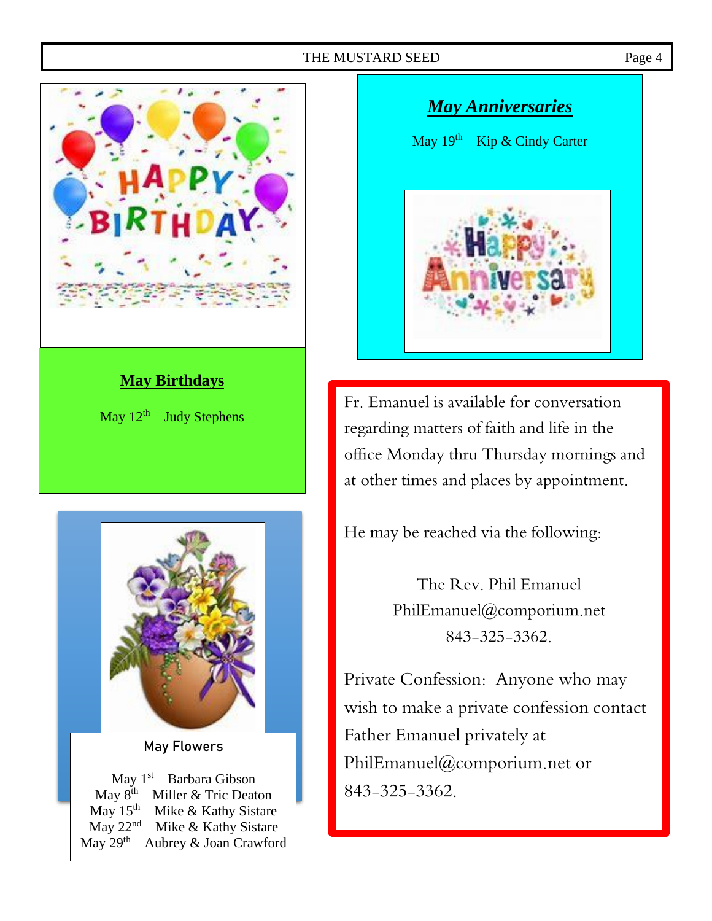## May Birthdays

May 12th – Judy Stephens

## May Flowers

May 1st – Barbara Gibson
May 8th – Miller & Tric Deaton
May 15th – Mike & Kathy Sistare
May 22nd – Mike & Kathy Sistare
May 29th – Aubrey & Joan Crawford

## *May Anniversaries*

May 19th – Kip & Cindy Carter

Fr. Emanuel is available for conversation regarding matters of faith and life in the office Monday thru Thursday mornings and at other times and places by appointment.

He may be reached via the following:

The Rev. Phil Emanuel
PhilEmanuel@comporium.net
843-325-3362.

Private Confession: Anyone who may wish to make a private confession contact Father Emanuel privately at PhilEmanuel@comporium.net or 843-325-3362.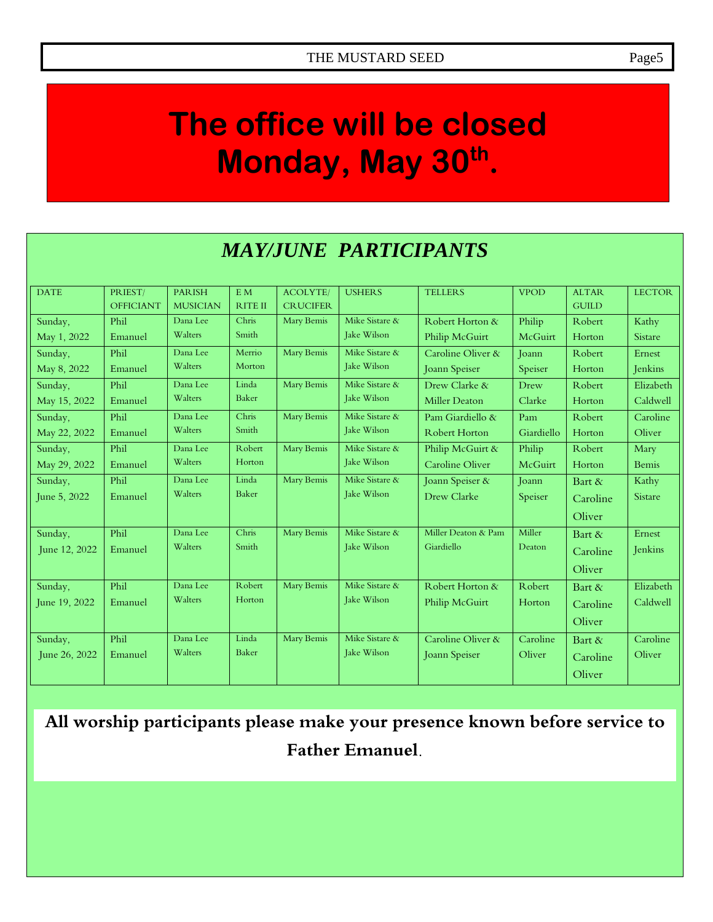# The office will be closed Monday, May 30th.

## *MAY/JUNE PARTICIPANTS*

| DATE | PRIEST/ OFFICIANT | PARISH MUSICIAN | E M RITE II | ACOLYTE/ CRUCIFER | USHERS | TELLERS | VPOD | ALTAR GUILD | LECTOR |
|---|---|---|---|---|---|---|---|---|---|
| Sunday, May 1, 2022 | Phil Emanuel | Dana Lee Walters | Chris Smith | Mary Bemis | Mike Sistare & Jake Wilson | Robert Horton & Philip McGuirt | Philip McGuirt | Robert Horton | Kathy Sistare |
| Sunday, May 8, 2022 | Phil Emanuel | Dana Lee Walters | Merrio Morton | Mary Bemis | Mike Sistare & Jake Wilson | Caroline Oliver & Joann Speiser | Joann Speiser | Robert Horton | Ernest Jenkins |
| Sunday, May 15, 2022 | Phil Emanuel | Dana Lee Walters | Linda Baker | Mary Bemis | Mike Sistare & Jake Wilson | Drew Clarke & Miller Deaton | Drew Clarke | Robert Horton | Elizabeth Caldwell |
| Sunday, May 22, 2022 | Phil Emanuel | Dana Lee Walters | Chris Smith | Mary Bemis | Mike Sistare & Jake Wilson | Pam Giardiello & Robert Horton | Pam Giardiello | Robert Horton | Caroline Oliver |
| Sunday, May 29, 2022 | Phil Emanuel | Dana Lee Walters | Robert Horton | Mary Bemis | Mike Sistare & Jake Wilson | Philip McGuirt & Caroline Oliver | Philip McGuirt | Robert Horton | Mary Bemis |
| Sunday, June 5, 2022 | Phil Emanuel | Dana Lee Walters | Linda Baker | Mary Bemis | Mike Sistare & Jake Wilson | Joann Speiser & Drew Clarke | Joann Speiser | Bart & Caroline Oliver | Kathy Sistare |
| Sunday, June 12, 2022 | Phil Emanuel | Dana Lee Walters | Chris Smith | Mary Bemis | Mike Sistare & Jake Wilson | Miller Deaton & Pam Giardiello | Miller Deaton | Bart & Caroline Oliver | Ernest Jenkins |
| Sunday, June 19, 2022 | Phil Emanuel | Dana Lee Walters | Robert Horton | Mary Bemis | Mike Sistare & Jake Wilson | Robert Horton & Philip McGuirt | Robert Horton | Bart & Caroline Oliver | Elizabeth Caldwell |
| Sunday, June 26, 2022 | Phil Emanuel | Dana Lee Walters | Linda Baker | Mary Bemis | Mike Sistare & Jake Wilson | Caroline Oliver & Joann Speiser | Caroline Oliver | Bart & Caroline Oliver | Caroline Oliver |

**All worship participants please make your presence known before service to Father Emanuel**.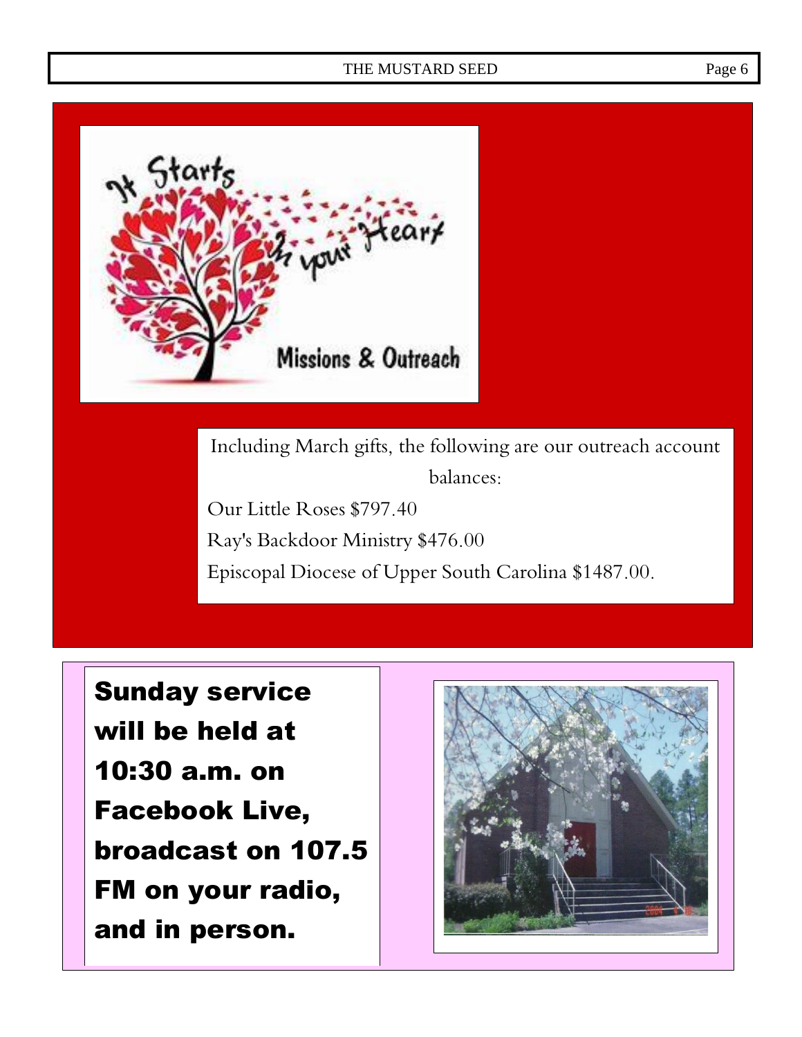It Starts in your Heart

Missions & Outreach

Including March gifts, the following are our outreach account balances:

Our Little Roses $797.40

Ray's Backdoor Ministry $476.00

Episcopal Diocese of Upper South Carolina $1487.00.

**Sunday service will be held at 10:30 a.m. on Facebook Live, broadcast on 107.5 FM on your radio, and in person.**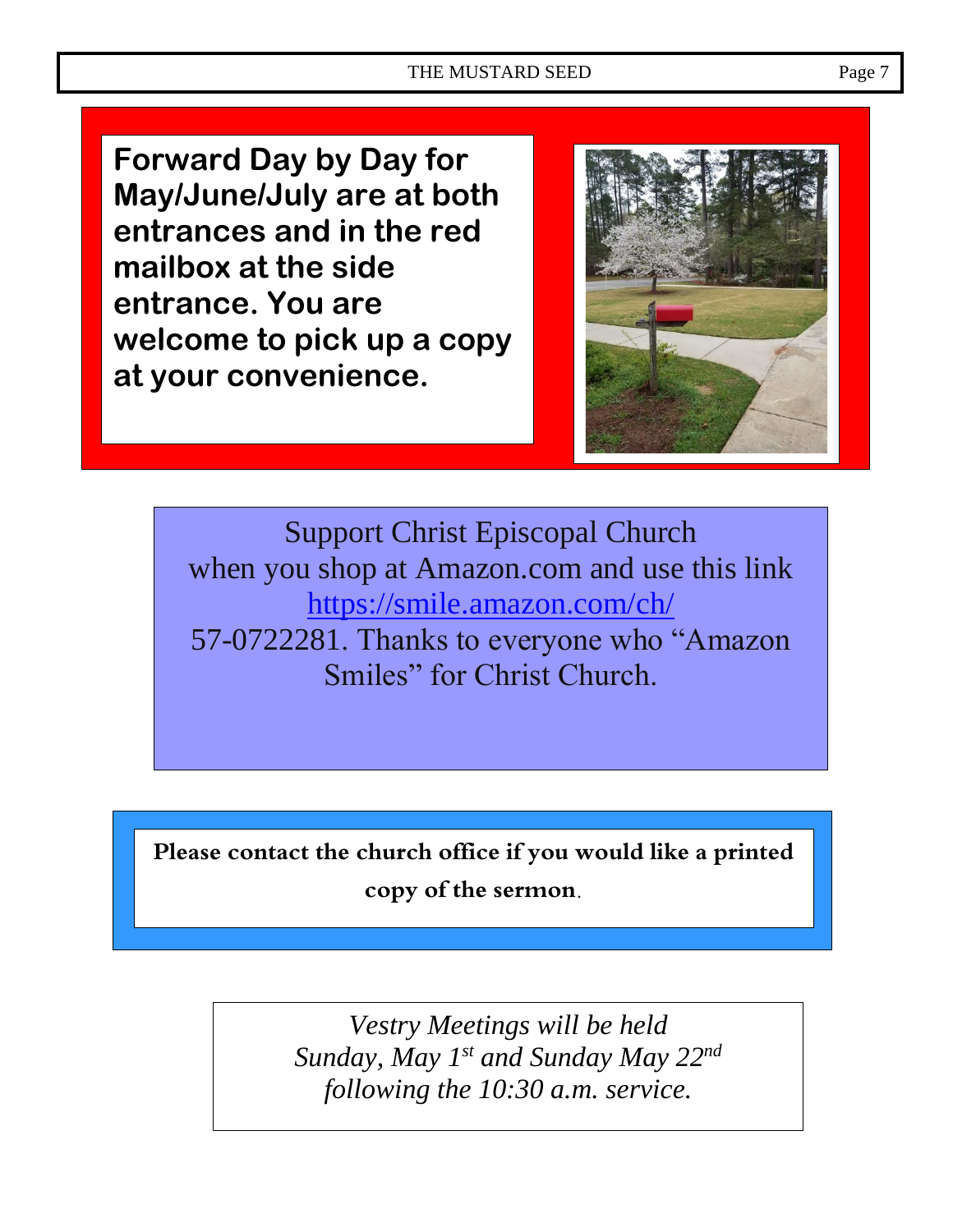**Forward Day by Day for May/June/July are at both entrances and in the red mailbox at the side entrance. You are welcome to pick up a copy at your convenience.**

Support Christ Episcopal Church when you shop at Amazon.com and use this link https://smile.amazon.com/ch/ 57-0722281. Thanks to everyone who "Amazon Smiles" for Christ Church.

**Please contact the church office if you would like a printed copy of the sermon**.

*Vestry Meetings will be held Sunday, May 1st and Sunday May 22nd following the 10:30 a.m. service.*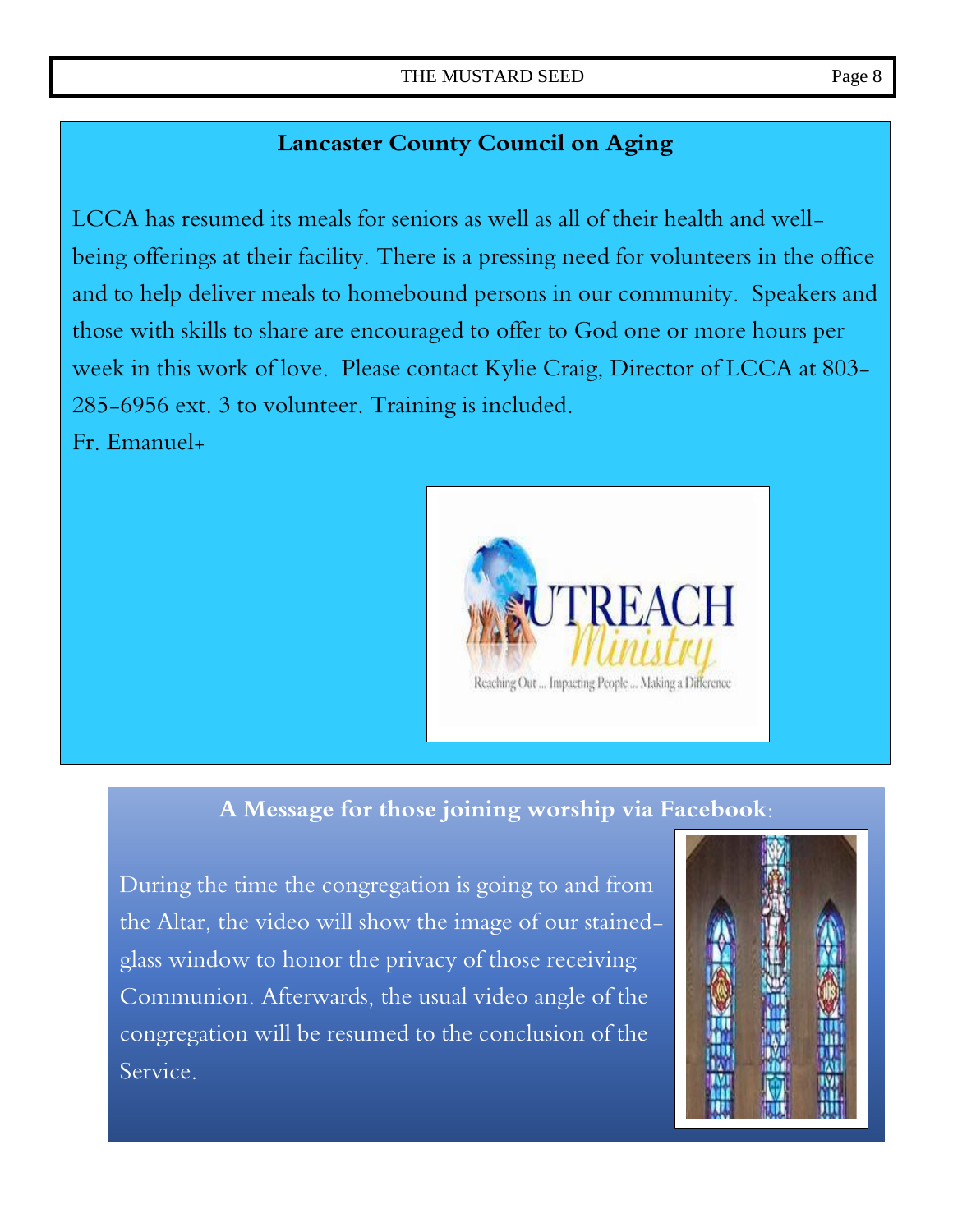## Lancaster County Council on Aging

LCCA has resumed its meals for seniors as well as all of their health and well-being offerings at their facility. There is a pressing need for volunteers in the office and to help deliver meals to homebound persons in our community. Speakers and those with skills to share are encouraged to offer to God one or more hours per week in this work of love. Please contact Kylie Craig, Director of LCCA at 803-285-6956 ext. 3 to volunteer. Training is included.

Fr. Emanuel+

## A Message for those joining worship via Facebook:

During the time the congregation is going to and from the Altar, the video will show the image of our stained-glass window to honor the privacy of those receiving Communion. Afterwards, the usual video angle of the congregation will be resumed to the conclusion of the Service.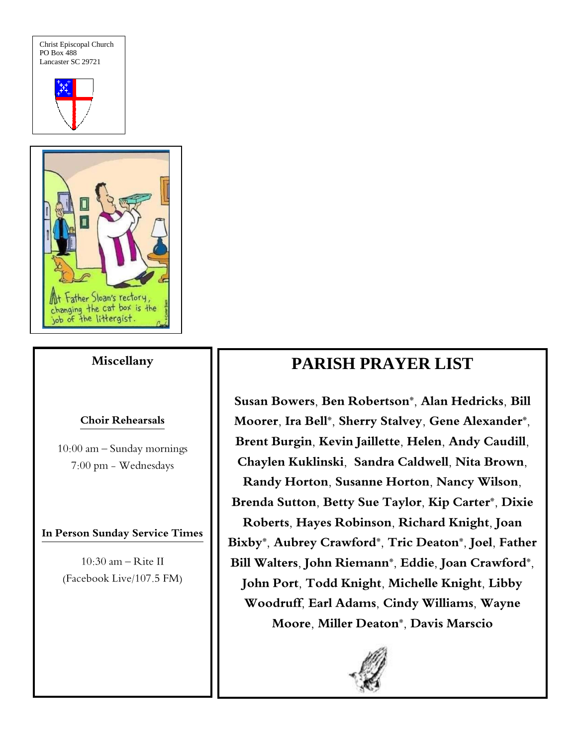Christ Episcopal Church
PO Box 488
Lancaster SC 29721

At Father Sloan's rectory, changing the cat box is the job of the littergist.

## Miscellany

**Choir Rehearsals**

10:00 am – Sunday mornings
7:00 pm - Wednesdays

**In Person Sunday Service Times**

10:30 am – Rite II
(Facebook Live/107.5 FM)

## PARISH PRAYER LIST

**Susan Bowers, Ben Robertson*, Alan Hedricks, Bill Moorer, Ira Bell*, Sherry Stalvey, Gene Alexander*, Brent Burgin, Kevin Jaillette, Helen, Andy Caudill, Chaylen Kuklinski, Sandra Caldwell, Nita Brown, Randy Horton, Susanne Horton, Nancy Wilson, Brenda Sutton, Betty Sue Taylor, Kip Carter*, Dixie Roberts, Hayes Robinson, Richard Knight, Joan Bixby*, Aubrey Crawford*, Tric Deaton*, Joel, Father Bill Walters, John Riemann*, Eddie, Joan Crawford*, John Port, Todd Knight, Michelle Knight, Libby Woodruff, Earl Adams, Cindy Williams, Wayne Moore, Miller Deaton*, Davis Marscio**